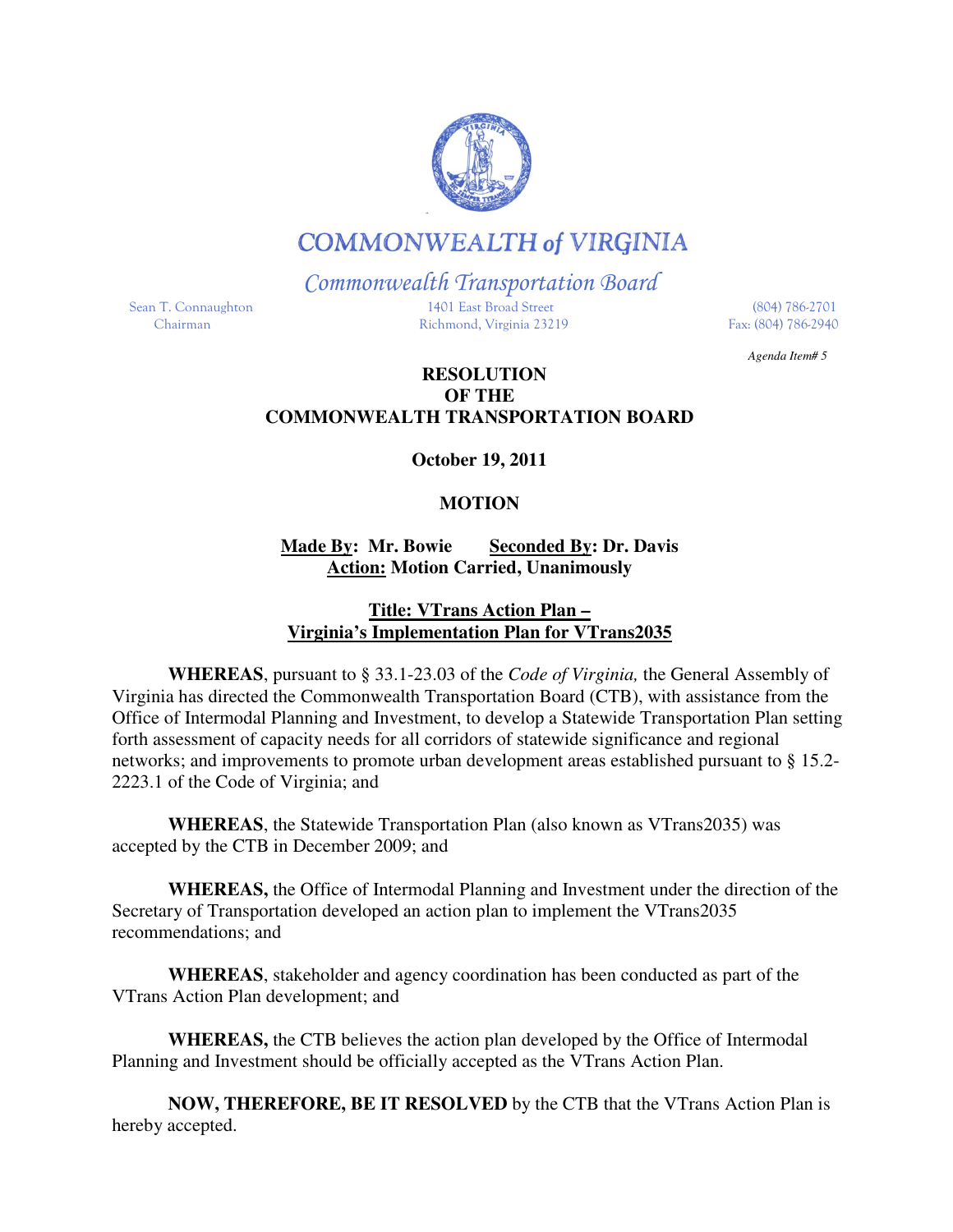# COMMONWEALTH of VIRGINIA

## Commonwealth Transportation Board

Sean T. Connaughton
Chairman

1401 East Broad Street
Richmond, Virginia 23219

(804) 786-2701
Fax: (804) 786-2940

*Agenda Item# 5*

**RESOLUTION**
**OF THE**
**COMMONWEALTH TRANSPORTATION BOARD**

**October 19, 2011**

**MOTION**

**Made By: Mr. Bowie Seconded By: Dr. Davis**
**Action: Motion Carried, Unanimously**

**Title: VTrans Action Plan –**
**Virginia's Implementation Plan for VTrans2035**

**WHEREAS**, pursuant to § 33.1-23.03 of the *Code of Virginia,* the General Assembly of Virginia has directed the Commonwealth Transportation Board (CTB), with assistance from the Office of Intermodal Planning and Investment, to develop a Statewide Transportation Plan setting forth assessment of capacity needs for all corridors of statewide significance and regional networks; and improvements to promote urban development areas established pursuant to § 15.2-2223.1 of the Code of Virginia; and

**WHEREAS**, the Statewide Transportation Plan (also known as VTrans2035) was accepted by the CTB in December 2009; and

**WHEREAS,** the Office of Intermodal Planning and Investment under the direction of the Secretary of Transportation developed an action plan to implement the VTrans2035 recommendations; and

**WHEREAS**, stakeholder and agency coordination has been conducted as part of the VTrans Action Plan development; and

**WHEREAS,** the CTB believes the action plan developed by the Office of Intermodal Planning and Investment should be officially accepted as the VTrans Action Plan.

**NOW, THEREFORE, BE IT RESOLVED** by the CTB that the VTrans Action Plan is hereby accepted.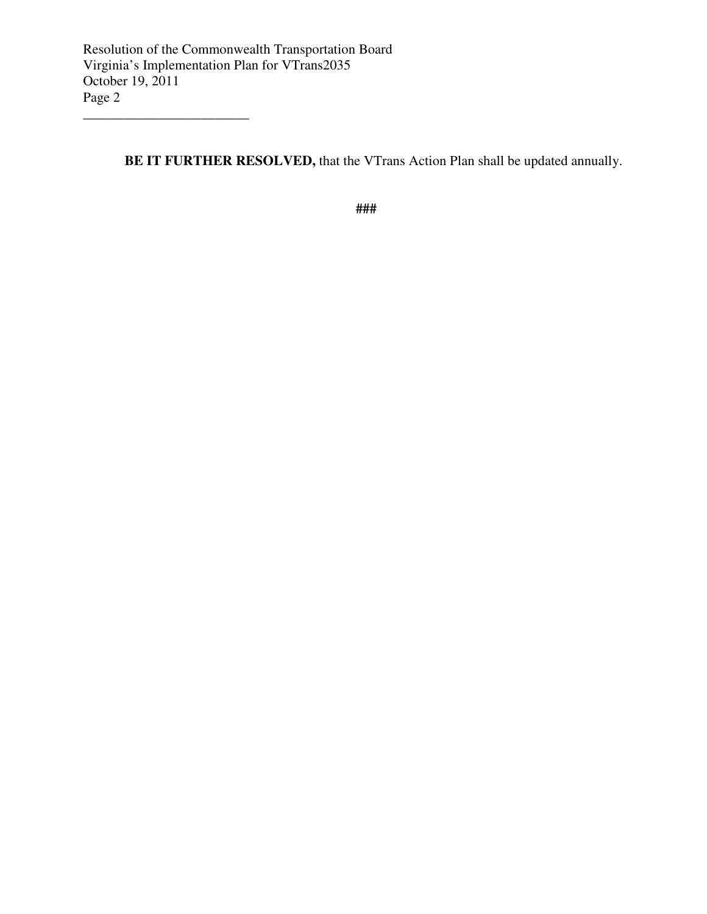**BE IT FURTHER RESOLVED,** that the VTrans Action Plan shall be updated annually.

###